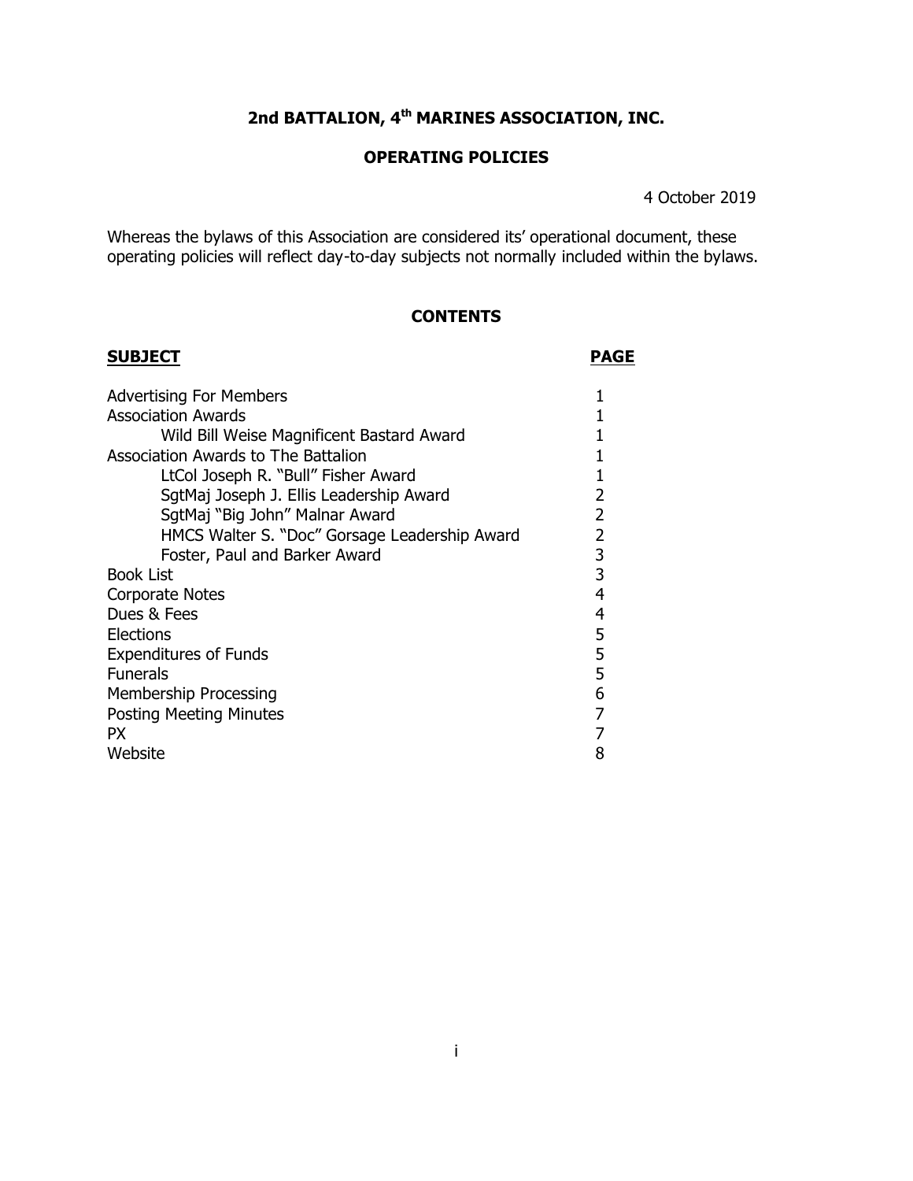# 2nd BATTALION, 4th MARINES ASSOCIATION, INC.

## OPERATING POLICIES

4 October 2019

Whereas the bylaws of this Association are considered its' operational document, these operating policies will reflect day-to-day subjects not normally included within the bylaws.

### CONTENTS

| SUBJECT | PAGE |
|---|---|
| Advertising For Members | 1 |
| Association Awards | 1 |
| &nbsp;&nbsp;&nbsp;&nbsp;Wild Bill Weise Magnificent Bastard Award | 1 |
| Association Awards to The Battalion | 1 |
| &nbsp;&nbsp;&nbsp;&nbsp;LtCol Joseph R. "Bull" Fisher Award | 1 |
| &nbsp;&nbsp;&nbsp;&nbsp;SgtMaj Joseph J. Ellis Leadership Award | 2 |
| &nbsp;&nbsp;&nbsp;&nbsp;SgtMaj "Big John" Malnar Award | 2 |
| &nbsp;&nbsp;&nbsp;&nbsp;HMCS Walter S. "Doc" Gorsage Leadership Award | 2 |
| &nbsp;&nbsp;&nbsp;&nbsp;Foster, Paul and Barker Award | 3 |
| Book List | 3 |
| Corporate Notes | 4 |
| Dues & Fees | 4 |
| Elections | 5 |
| Expenditures of Funds | 5 |
| Funerals | 5 |
| Membership Processing | 6 |
| Posting Meeting Minutes | 7 |
| PX | 7 |
| Website | 8 |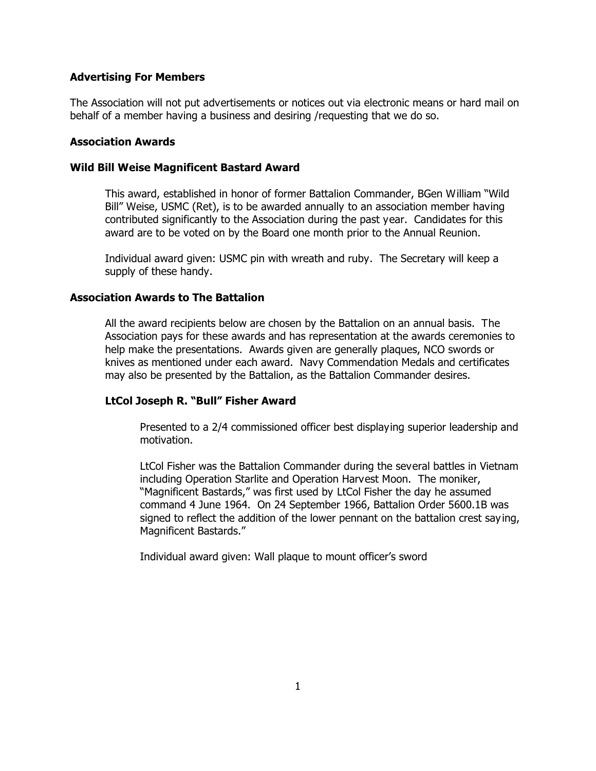**Advertising For Members**

The Association will not put advertisements or notices out via electronic means or hard mail on behalf of a member having a business and desiring /requesting that we do so.

**Association Awards**

**Wild Bill Weise Magnificent Bastard Award**

This award, established in honor of former Battalion Commander, BGen William "Wild Bill" Weise, USMC (Ret), is to be awarded annually to an association member having contributed significantly to the Association during the past year. Candidates for this award are to be voted on by the Board one month prior to the Annual Reunion.

Individual award given: USMC pin with wreath and ruby. The Secretary will keep a supply of these handy.

**Association Awards to The Battalion**

All the award recipients below are chosen by the Battalion on an annual basis. The Association pays for these awards and has representation at the awards ceremonies to help make the presentations. Awards given are generally plaques, NCO swords or knives as mentioned under each award. Navy Commendation Medals and certificates may also be presented by the Battalion, as the Battalion Commander desires.

**LtCol Joseph R. "Bull" Fisher Award**

Presented to a 2/4 commissioned officer best displaying superior leadership and motivation.

LtCol Fisher was the Battalion Commander during the several battles in Vietnam including Operation Starlite and Operation Harvest Moon. The moniker, "Magnificent Bastards," was first used by LtCol Fisher the day he assumed command 4 June 1964. On 24 September 1966, Battalion Order 5600.1B was signed to reflect the addition of the lower pennant on the battalion crest saying, Magnificent Bastards."

Individual award given: Wall plaque to mount officer's sword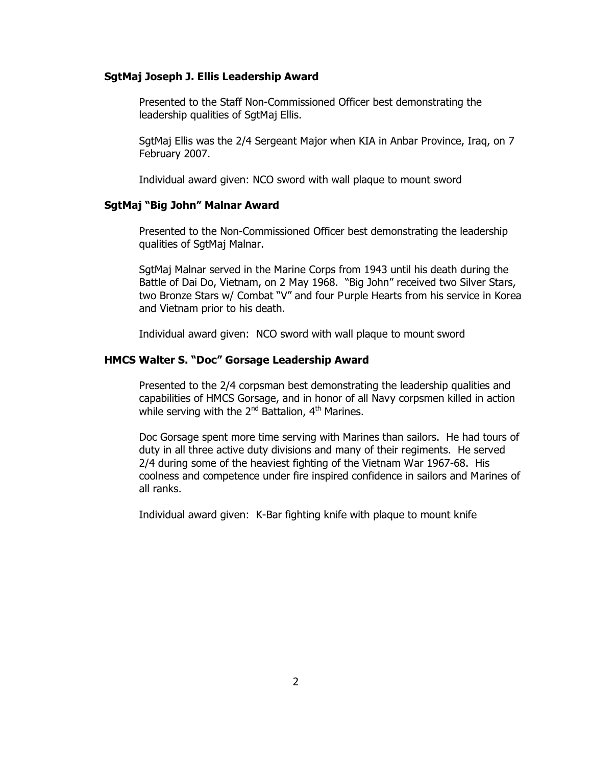### SgtMaj Joseph J. Ellis Leadership Award

Presented to the Staff Non-Commissioned Officer best demonstrating the leadership qualities of SgtMaj Ellis.

SgtMaj Ellis was the 2/4 Sergeant Major when KIA in Anbar Province, Iraq, on 7 February 2007.

Individual award given: NCO sword with wall plaque to mount sword

### SgtMaj "Big John" Malnar Award

Presented to the Non-Commissioned Officer best demonstrating the leadership qualities of SgtMaj Malnar.

SgtMaj Malnar served in the Marine Corps from 1943 until his death during the Battle of Dai Do, Vietnam, on 2 May 1968. "Big John" received two Silver Stars, two Bronze Stars w/ Combat "V" and four Purple Hearts from his service in Korea and Vietnam prior to his death.

Individual award given: NCO sword with wall plaque to mount sword

### HMCS Walter S. "Doc" Gorsage Leadership Award

Presented to the 2/4 corpsman best demonstrating the leadership qualities and capabilities of HMCS Gorsage, and in honor of all Navy corpsmen killed in action while serving with the 2nd Battalion, 4th Marines.

Doc Gorsage spent more time serving with Marines than sailors. He had tours of duty in all three active duty divisions and many of their regiments. He served 2/4 during some of the heaviest fighting of the Vietnam War 1967-68. His coolness and competence under fire inspired confidence in sailors and Marines of all ranks.

Individual award given: K-Bar fighting knife with plaque to mount knife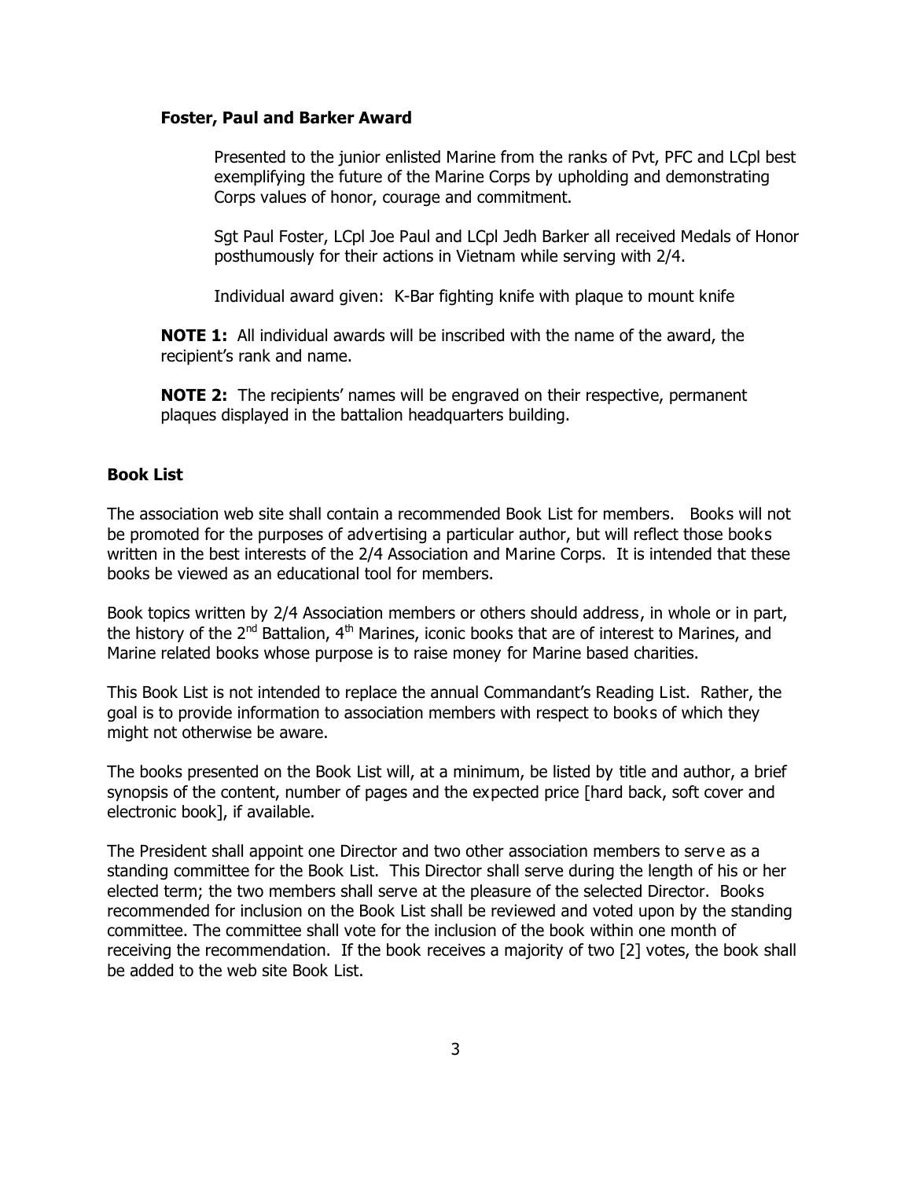**Foster, Paul and Barker Award**

Presented to the junior enlisted Marine from the ranks of Pvt, PFC and LCpl best exemplifying the future of the Marine Corps by upholding and demonstrating Corps values of honor, courage and commitment.

Sgt Paul Foster, LCpl Joe Paul and LCpl Jedh Barker all received Medals of Honor posthumously for their actions in Vietnam while serving with 2/4.

Individual award given: K-Bar fighting knife with plaque to mount knife

**NOTE 1:** All individual awards will be inscribed with the name of the award, the recipient's rank and name.

**NOTE 2:** The recipients' names will be engraved on their respective, permanent plaques displayed in the battalion headquarters building.

**Book List**

The association web site shall contain a recommended Book List for members. Books will not be promoted for the purposes of advertising a particular author, but will reflect those books written in the best interests of the 2/4 Association and Marine Corps. It is intended that these books be viewed as an educational tool for members.

Book topics written by 2/4 Association members or others should address, in whole or in part, the history of the 2nd Battalion, 4th Marines, iconic books that are of interest to Marines, and Marine related books whose purpose is to raise money for Marine based charities.

This Book List is not intended to replace the annual Commandant's Reading List. Rather, the goal is to provide information to association members with respect to books of which they might not otherwise be aware.

The books presented on the Book List will, at a minimum, be listed by title and author, a brief synopsis of the content, number of pages and the expected price [hard back, soft cover and electronic book], if available.

The President shall appoint one Director and two other association members to serve as a standing committee for the Book List. This Director shall serve during the length of his or her elected term; the two members shall serve at the pleasure of the selected Director. Books recommended for inclusion on the Book List shall be reviewed and voted upon by the standing committee. The committee shall vote for the inclusion of the book within one month of receiving the recommendation. If the book receives a majority of two [2] votes, the book shall be added to the web site Book List.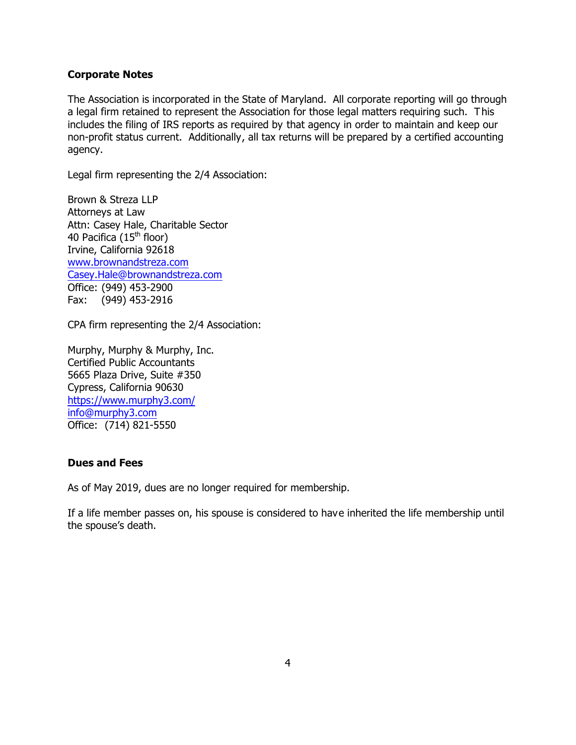**Corporate Notes**

The Association is incorporated in the State of Maryland. All corporate reporting will go through a legal firm retained to represent the Association for those legal matters requiring such. This includes the filing of IRS reports as required by that agency in order to maintain and keep our non-profit status current. Additionally, all tax returns will be prepared by a certified accounting agency.

Legal firm representing the 2/4 Association:

Brown & Streza LLP  
Attorneys at Law  
Attn: Casey Hale, Charitable Sector  
40 Pacifica (15th floor)  
Irvine, California 92618  
www.brownandstreza.com  
Casey.Hale@brownandstreza.com  
Office: (949) 453-2900  
Fax: (949) 453-2916

CPA firm representing the 2/4 Association:

Murphy, Murphy & Murphy, Inc.  
Certified Public Accountants  
5665 Plaza Drive, Suite #350  
Cypress, California 90630  
https://www.murphy3.com/  
info@murphy3.com  
Office: (714) 821-5550

**Dues and Fees**

As of May 2019, dues are no longer required for membership.

If a life member passes on, his spouse is considered to have inherited the life membership until the spouse's death.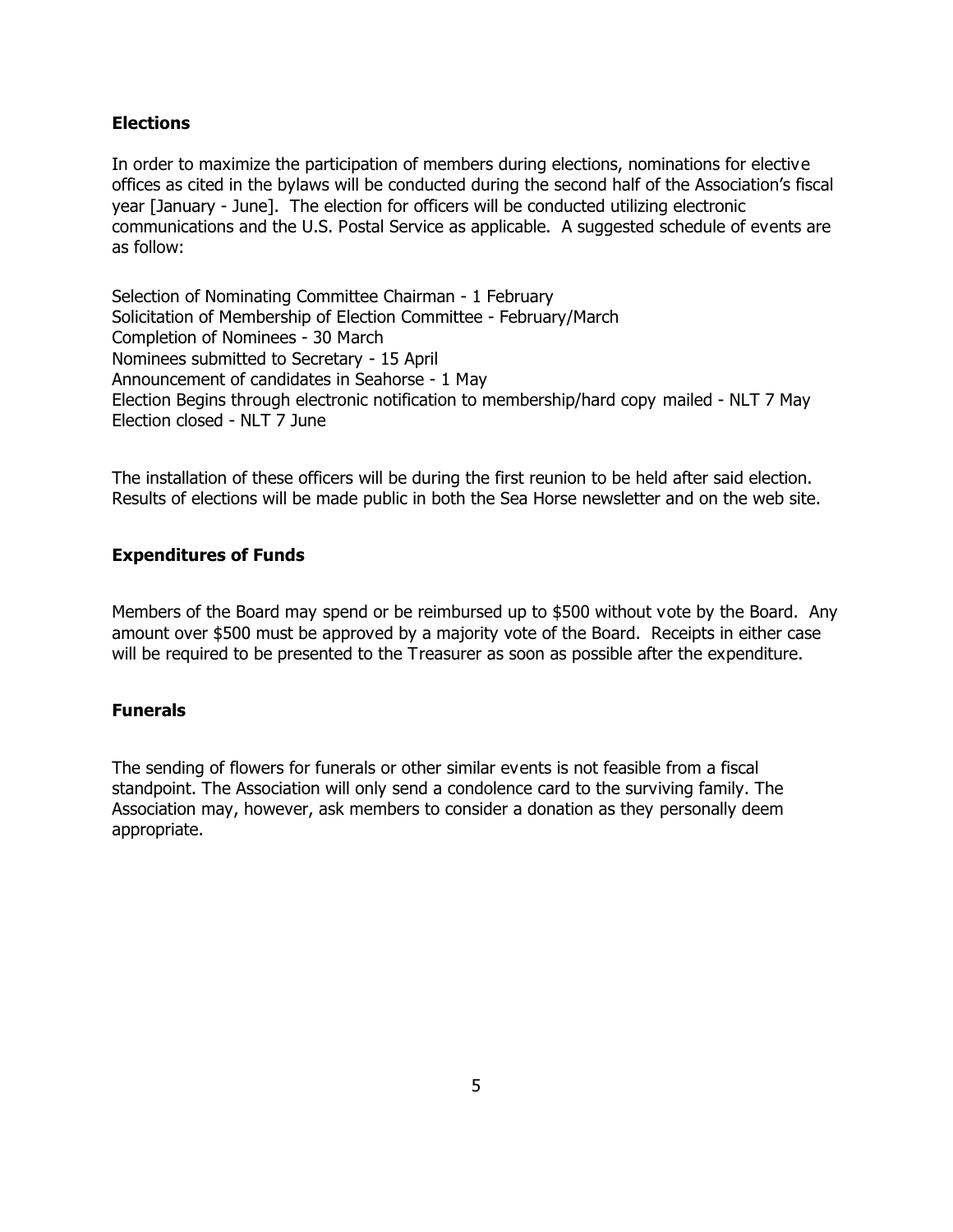## Elections

In order to maximize the participation of members during elections, nominations for elective offices as cited in the bylaws will be conducted during the second half of the Association's fiscal year [January - June]. The election for officers will be conducted utilizing electronic communications and the U.S. Postal Service as applicable. A suggested schedule of events are as follow:

Selection of Nominating Committee Chairman - 1 February
Solicitation of Membership of Election Committee - February/March
Completion of Nominees - 30 March
Nominees submitted to Secretary - 15 April
Announcement of candidates in Seahorse - 1 May
Election Begins through electronic notification to membership/hard copy mailed - NLT 7 May
Election closed - NLT 7 June

The installation of these officers will be during the first reunion to be held after said election. Results of elections will be made public in both the Sea Horse newsletter and on the web site.

## Expenditures of Funds

Members of the Board may spend or be reimbursed up to $500 without vote by the Board. Any amount over $500 must be approved by a majority vote of the Board. Receipts in either case will be required to be presented to the Treasurer as soon as possible after the expenditure.

## Funerals

The sending of flowers for funerals or other similar events is not feasible from a fiscal standpoint. The Association will only send a condolence card to the surviving family. The Association may, however, ask members to consider a donation as they personally deem appropriate.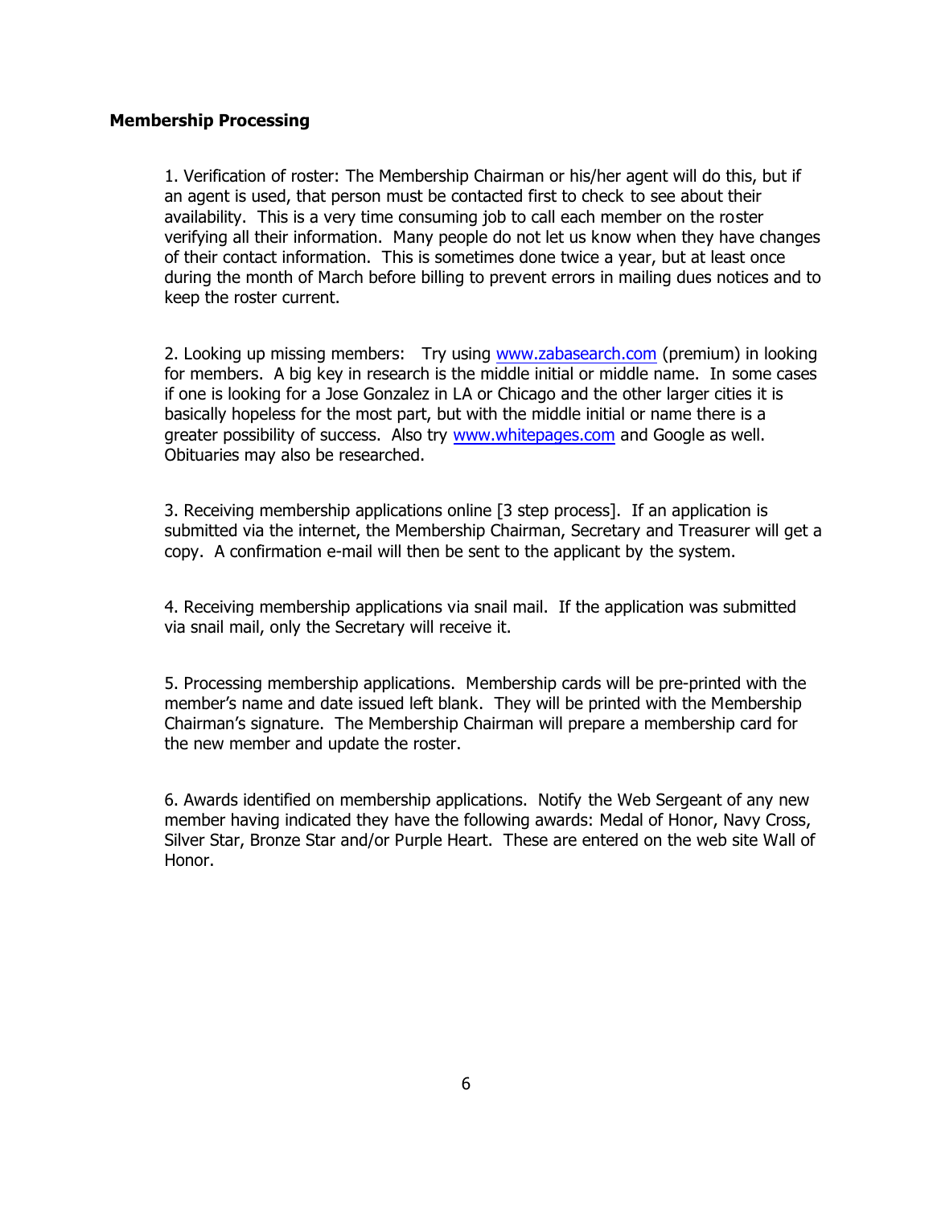**Membership Processing**

1. Verification of roster: The Membership Chairman or his/her agent will do this, but if an agent is used, that person must be contacted first to check to see about their availability. This is a very time consuming job to call each member on the roster verifying all their information. Many people do not let us know when they have changes of their contact information. This is sometimes done twice a year, but at least once during the month of March before billing to prevent errors in mailing dues notices and to keep the roster current.

2. Looking up missing members: Try using www.zabasearch.com (premium) in looking for members. A big key in research is the middle initial or middle name. In some cases if one is looking for a Jose Gonzalez in LA or Chicago and the other larger cities it is basically hopeless for the most part, but with the middle initial or name there is a greater possibility of success. Also try www.whitepages.com and Google as well. Obituaries may also be researched.

3. Receiving membership applications online [3 step process]. If an application is submitted via the internet, the Membership Chairman, Secretary and Treasurer will get a copy. A confirmation e-mail will then be sent to the applicant by the system.

4. Receiving membership applications via snail mail. If the application was submitted via snail mail, only the Secretary will receive it.

5. Processing membership applications. Membership cards will be pre-printed with the member's name and date issued left blank. They will be printed with the Membership Chairman's signature. The Membership Chairman will prepare a membership card for the new member and update the roster.

6. Awards identified on membership applications. Notify the Web Sergeant of any new member having indicated they have the following awards: Medal of Honor, Navy Cross, Silver Star, Bronze Star and/or Purple Heart. These are entered on the web site Wall of Honor.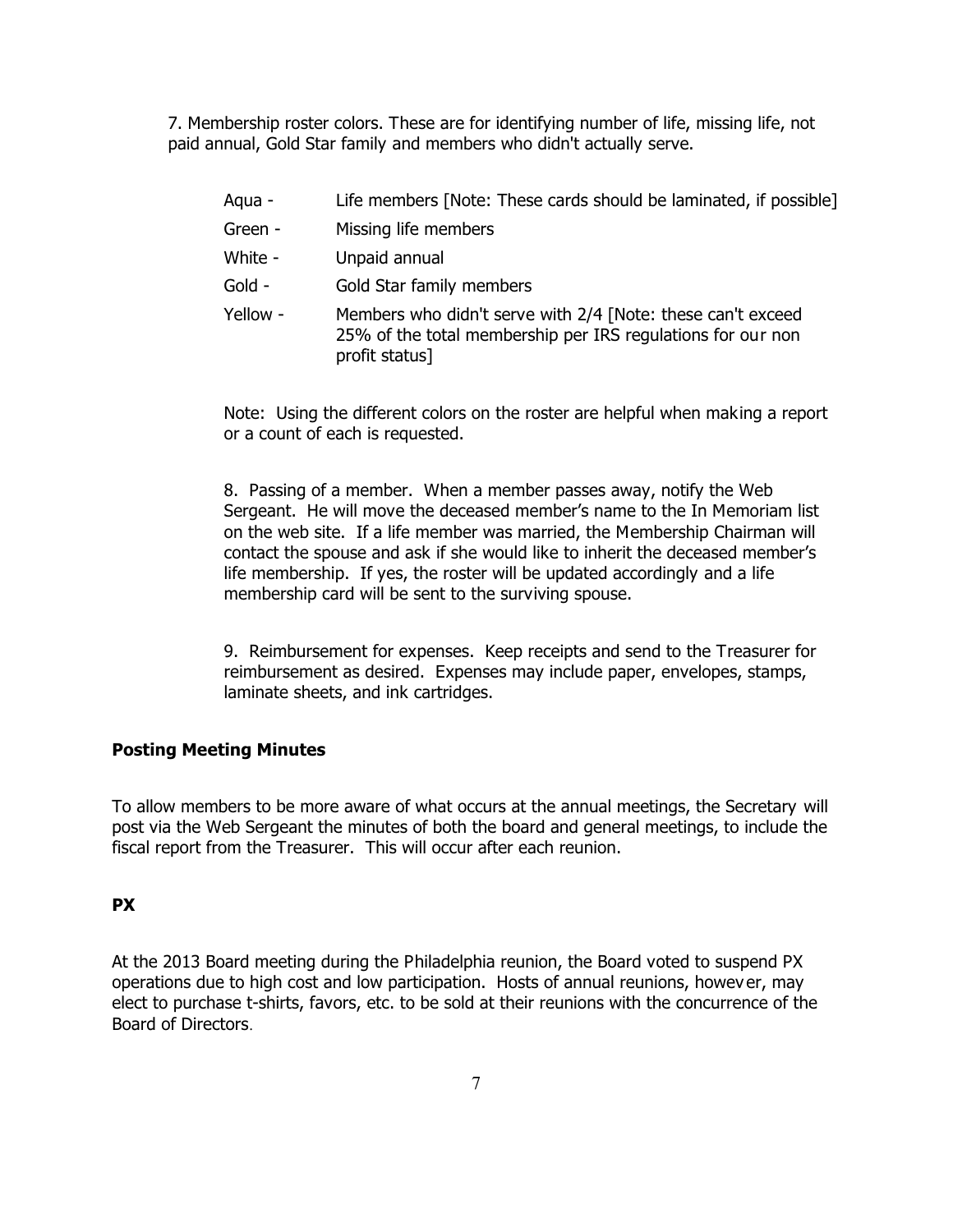7. Membership roster colors. These are for identifying number of life, missing life, not paid annual, Gold Star family and members who didn't actually serve.

| | |
|---|---|
| Aqua - | Life members [Note: These cards should be laminated, if possible] |
| Green - | Missing life members |
| White - | Unpaid annual |
| Gold - | Gold Star family members |
| Yellow - | Members who didn't serve with 2/4 [Note: these can't exceed 25% of the total membership per IRS regulations for our non profit status] |

Note: Using the different colors on the roster are helpful when making a report or a count of each is requested.

8. Passing of a member. When a member passes away, notify the Web Sergeant. He will move the deceased member's name to the In Memoriam list on the web site. If a life member was married, the Membership Chairman will contact the spouse and ask if she would like to inherit the deceased member's life membership. If yes, the roster will be updated accordingly and a life membership card will be sent to the surviving spouse.

9. Reimbursement for expenses. Keep receipts and send to the Treasurer for reimbursement as desired. Expenses may include paper, envelopes, stamps, laminate sheets, and ink cartridges.

**Posting Meeting Minutes**

To allow members to be more aware of what occurs at the annual meetings, the Secretary will post via the Web Sergeant the minutes of both the board and general meetings, to include the fiscal report from the Treasurer. This will occur after each reunion.

**PX**

At the 2013 Board meeting during the Philadelphia reunion, the Board voted to suspend PX operations due to high cost and low participation. Hosts of annual reunions, however, may elect to purchase t-shirts, favors, etc. to be sold at their reunions with the concurrence of the Board of Directors.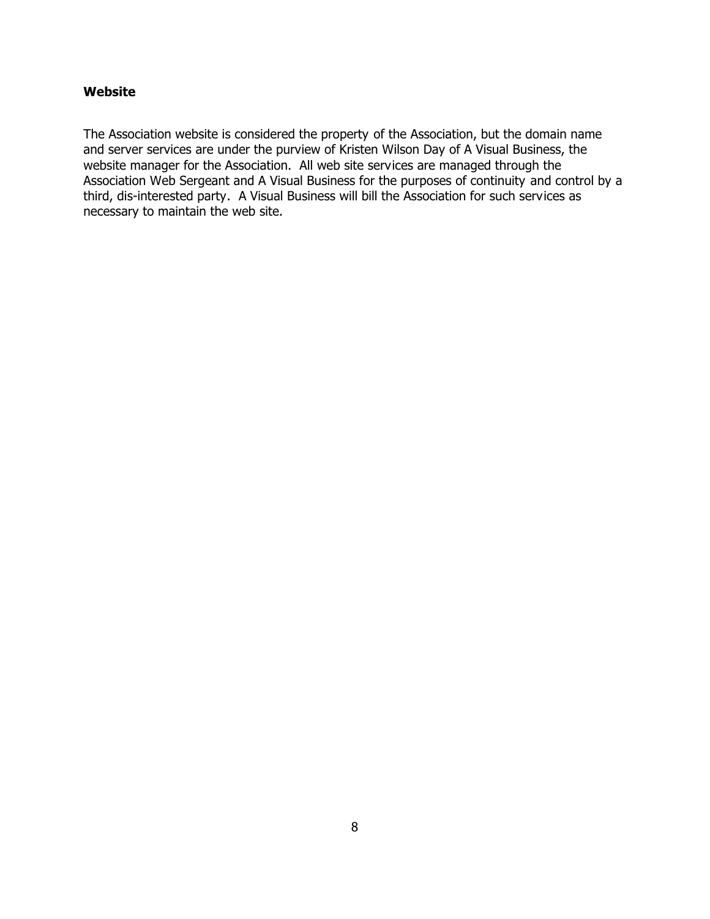**Website**

The Association website is considered the property of the Association, but the domain name and server services are under the purview of Kristen Wilson Day of A Visual Business, the website manager for the Association. All web site services are managed through the Association Web Sergeant and A Visual Business for the purposes of continuity and control by a third, dis-interested party. A Visual Business will bill the Association for such services as necessary to maintain the web site.